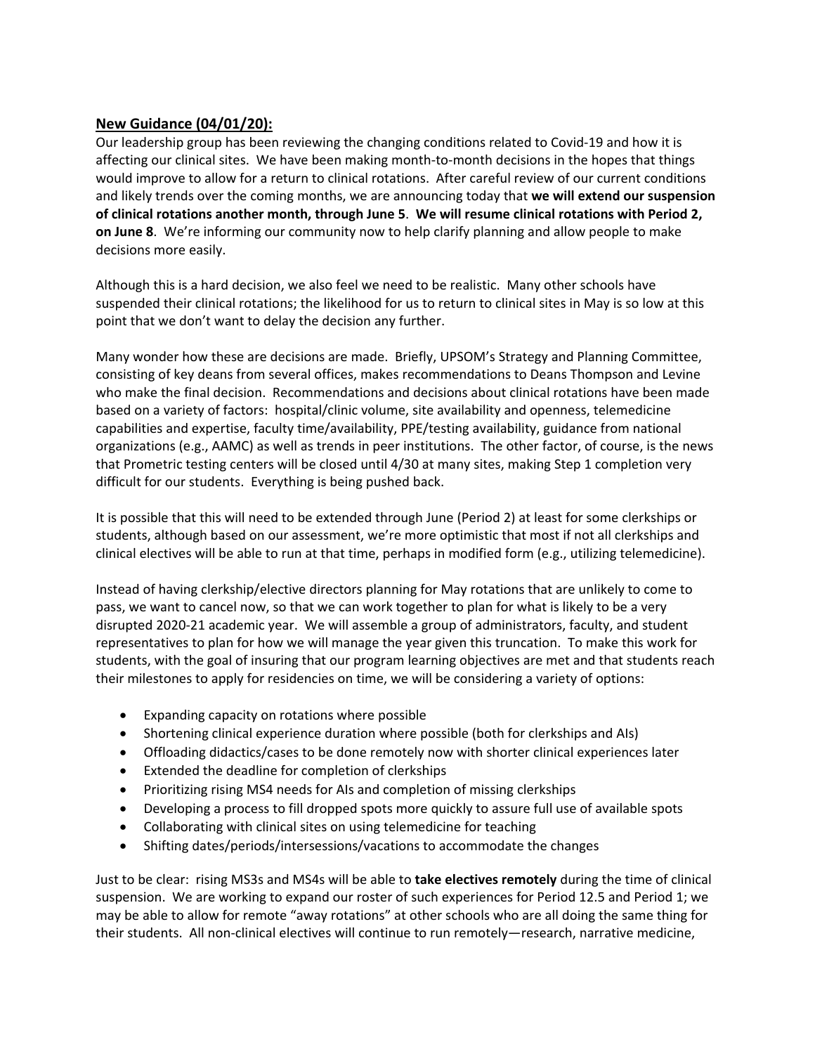## New Guidance (04/01/20):

Our leadership group has been reviewing the changing conditions related to Covid-19 and how it is affecting our clinical sites. We have been making month-to-month decisions in the hopes that things would improve to allow for a return to clinical rotations. After careful review of our current conditions and likely trends over the coming months, we are announcing today that **we will extend our suspension of clinical rotations another month, through June 5**. **We will resume clinical rotations with Period 2, on June 8**. We're informing our community now to help clarify planning and allow people to make decisions more easily.

Although this is a hard decision, we also feel we need to be realistic. Many other schools have suspended their clinical rotations; the likelihood for us to return to clinical sites in May is so low at this point that we don't want to delay the decision any further.

Many wonder how these are decisions are made. Briefly, UPSOM's Strategy and Planning Committee, consisting of key deans from several offices, makes recommendations to Deans Thompson and Levine who make the final decision. Recommendations and decisions about clinical rotations have been made based on a variety of factors: hospital/clinic volume, site availability and openness, telemedicine capabilities and expertise, faculty time/availability, PPE/testing availability, guidance from national organizations (e.g., AAMC) as well as trends in peer institutions. The other factor, of course, is the news that Prometric testing centers will be closed until 4/30 at many sites, making Step 1 completion very difficult for our students. Everything is being pushed back.

It is possible that this will need to be extended through June (Period 2) at least for some clerkships or students, although based on our assessment, we're more optimistic that most if not all clerkships and clinical electives will be able to run at that time, perhaps in modified form (e.g., utilizing telemedicine).

Instead of having clerkship/elective directors planning for May rotations that are unlikely to come to pass, we want to cancel now, so that we can work together to plan for what is likely to be a very disrupted 2020-21 academic year. We will assemble a group of administrators, faculty, and student representatives to plan for how we will manage the year given this truncation. To make this work for students, with the goal of insuring that our program learning objectives are met and that students reach their milestones to apply for residencies on time, we will be considering a variety of options:

- Expanding capacity on rotations where possible
- Shortening clinical experience duration where possible (both for clerkships and AIs)
- Offloading didactics/cases to be done remotely now with shorter clinical experiences later
- Extended the deadline for completion of clerkships
- Prioritizing rising MS4 needs for AIs and completion of missing clerkships
- Developing a process to fill dropped spots more quickly to assure full use of available spots
- Collaborating with clinical sites on using telemedicine for teaching
- Shifting dates/periods/intersessions/vacations to accommodate the changes

Just to be clear: rising MS3s and MS4s will be able to **take electives remotely** during the time of clinical suspension. We are working to expand our roster of such experiences for Period 12.5 and Period 1; we may be able to allow for remote "away rotations" at other schools who are all doing the same thing for their students. All non-clinical electives will continue to run remotely—research, narrative medicine,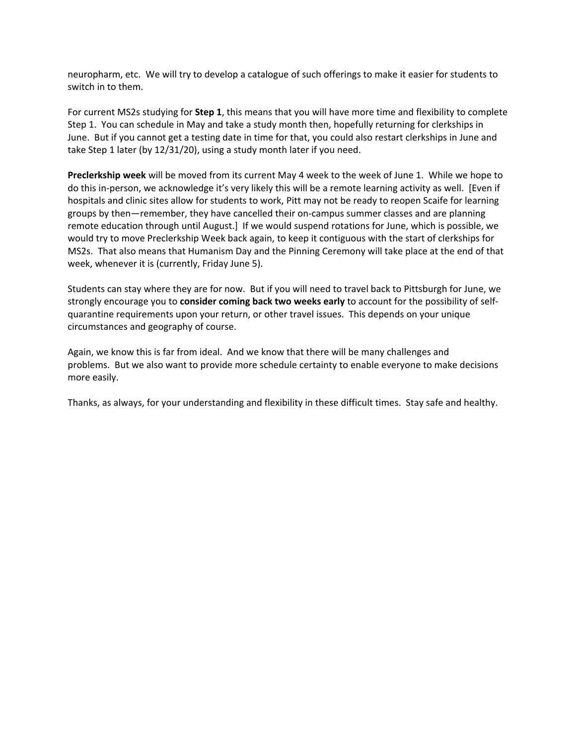neuropharm, etc. We will try to develop a catalogue of such offerings to make it easier for students to switch in to them.

For current MS2s studying for **Step 1**, this means that you will have more time and flexibility to complete Step 1. You can schedule in May and take a study month then, hopefully returning for clerkships in June. But if you cannot get a testing date in time for that, you could also restart clerkships in June and take Step 1 later (by 12/31/20), using a study month later if you need.

**Preclerkship week** will be moved from its current May 4 week to the week of June 1. While we hope to do this in-person, we acknowledge it's very likely this will be a remote learning activity as well. [Even if hospitals and clinic sites allow for students to work, Pitt may not be ready to reopen Scaife for learning groups by then—remember, they have cancelled their on-campus summer classes and are planning remote education through until August.] If we would suspend rotations for June, which is possible, we would try to move Preclerkship Week back again, to keep it contiguous with the start of clerkships for MS2s. That also means that Humanism Day and the Pinning Ceremony will take place at the end of that week, whenever it is (currently, Friday June 5).

Students can stay where they are for now. But if you will need to travel back to Pittsburgh for June, we strongly encourage you to **consider coming back two weeks early** to account for the possibility of self-quarantine requirements upon your return, or other travel issues. This depends on your unique circumstances and geography of course.

Again, we know this is far from ideal. And we know that there will be many challenges and problems. But we also want to provide more schedule certainty to enable everyone to make decisions more easily.

Thanks, as always, for your understanding and flexibility in these difficult times. Stay safe and healthy.